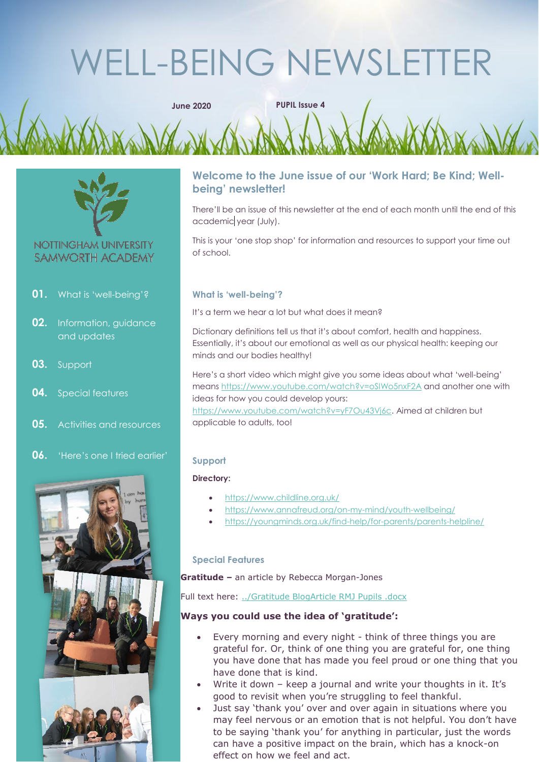# WELL-BEING NEWSLETTER

**June 2020** **PUPIL Issue 4**

NOTTINGHAM UNIVERSITY SAMWORTH ACADEMY

**01.** What is 'well-being'?

**02.** Information, guidance and updates

**03.** Support

**04.** Special features

**05.** Activities and resources

**06.** 'Here's one I tried earlier'

## Welcome to the June issue of our 'Work Hard; Be Kind; Well-being' newsletter!

There'll be an issue of this newsletter at the end of each month until the end of this academic year (July).

This is your 'one stop shop' for information and resources to support your time out of school.

### What is 'well-being'?

It's a term we hear a lot but what does it mean?

Dictionary definitions tell us that it's about comfort, health and happiness. Essentially, it's about our emotional as well as our physical health: keeping our minds and our bodies healthy!

Here's a short video which might give you some ideas about what 'well-being' means https://www.youtube.com/watch?v=oSlWo5nxF2A and another one with ideas for how you could develop yours: https://www.youtube.com/watch?v=yF7Ou43Vj6c. Aimed at children but applicable to adults, too!

### Support

**Directory:**

- https://www.childline.org.uk/
- https://www.annafreud.org/on-my-mind/youth-wellbeing/
- https://youngminds.org.uk/find-help/for-parents/parents-helpline/

### Special Features

**Gratitude –** an article by Rebecca Morgan-Jones

Full text here: ../Gratitude BlogArticle RMJ Pupils .docx

**Ways you could use the idea of 'gratitude':**

- Every morning and every night - think of three things you are grateful for. Or, think of one thing you are grateful for, one thing you have done that has made you feel proud or one thing that you have done that is kind.
- Write it down – keep a journal and write your thoughts in it. It's good to revisit when you're struggling to feel thankful.
- Just say 'thank you' over and over again in situations where you may feel nervous or an emotion that is not helpful. You don't have to be saying 'thank you' for anything in particular, just the words can have a positive impact on the brain, which has a knock-on effect on how we feel and act.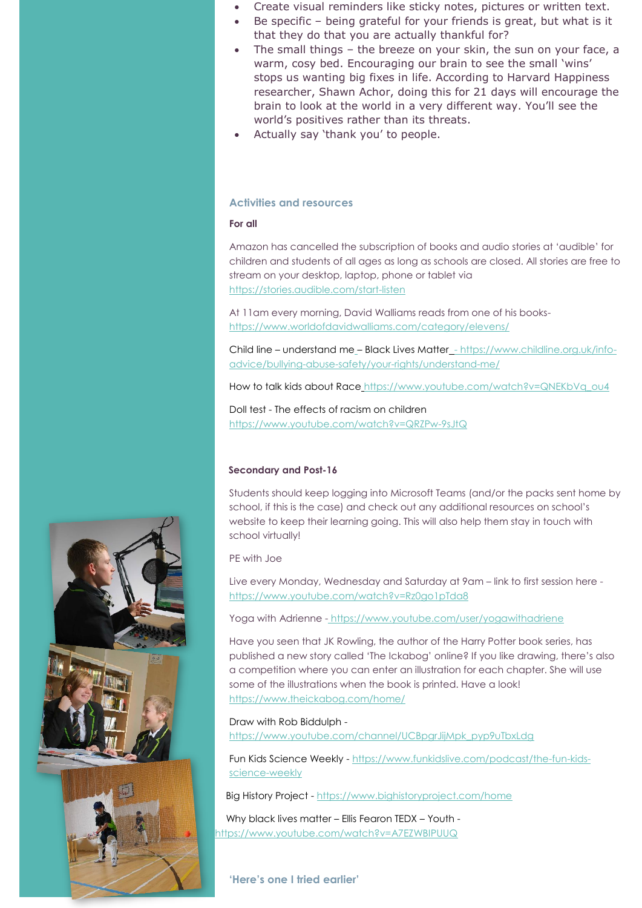- Create visual reminders like sticky notes, pictures or written text.
- Be specific – being grateful for your friends is great, but what is it that they do that you are actually thankful for?
- The small things – the breeze on your skin, the sun on your face, a warm, cosy bed. Encouraging our brain to see the small 'wins' stops us wanting big fixes in life. According to Harvard Happiness researcher, Shawn Achor, doing this for 21 days will encourage the brain to look at the world in a very different way. You'll see the world's positives rather than its threats.
- Actually say 'thank you' to people.

## Activities and resources

**For all**

Amazon has cancelled the subscription of books and audio stories at 'audible' for children and students of all ages as long as schools are closed. All stories are free to stream on your desktop, laptop, phone or tablet via https://stories.audible.com/start-listen

At 11am every morning, David Walliams reads from one of his books- https://www.worldofdavidwalliams.com/category/elevens/

Child line – understand me – Black Lives Matter - https://www.childline.org.uk/info-advice/bullying-abuse-safety/your-rights/understand-me/

How to talk kids about Race https://www.youtube.com/watch?v=QNEKbVq_ou4

Doll test - The effects of racism on children https://www.youtube.com/watch?v=QRZPw-9sJtQ

**Secondary and Post-16**

Students should keep logging into Microsoft Teams (and/or the packs sent home by school, if this is the case) and check out any additional resources on school's website to keep their learning going. This will also help them stay in touch with school virtually!

PE with Joe

Live every Monday, Wednesday and Saturday at 9am – link to first session here - https://www.youtube.com/watch?v=Rz0go1pTda8

Yoga with Adrienne - https://www.youtube.com/user/yogawithadriene

Have you seen that JK Rowling, the author of the Harry Potter book series, has published a new story called 'The Ickabog' online? If you like drawing, there's also a competition where you can enter an illustration for each chapter. She will use some of the illustrations when the book is printed. Have a look! https://www.theickabog.com/home/

Draw with Rob Biddulph - https://www.youtube.com/channel/UCBpgrJijMpk_pyp9uTbxLdg

Fun Kids Science Weekly - https://www.funkidslive.com/podcast/the-fun-kids-science-weekly

Big History Project - https://www.bighistoryproject.com/home

Why black lives matter – Ellis Fearon TEDX – Youth - https://www.youtube.com/watch?v=A7EZWBIPUUQ

## 'Here's one I tried earlier'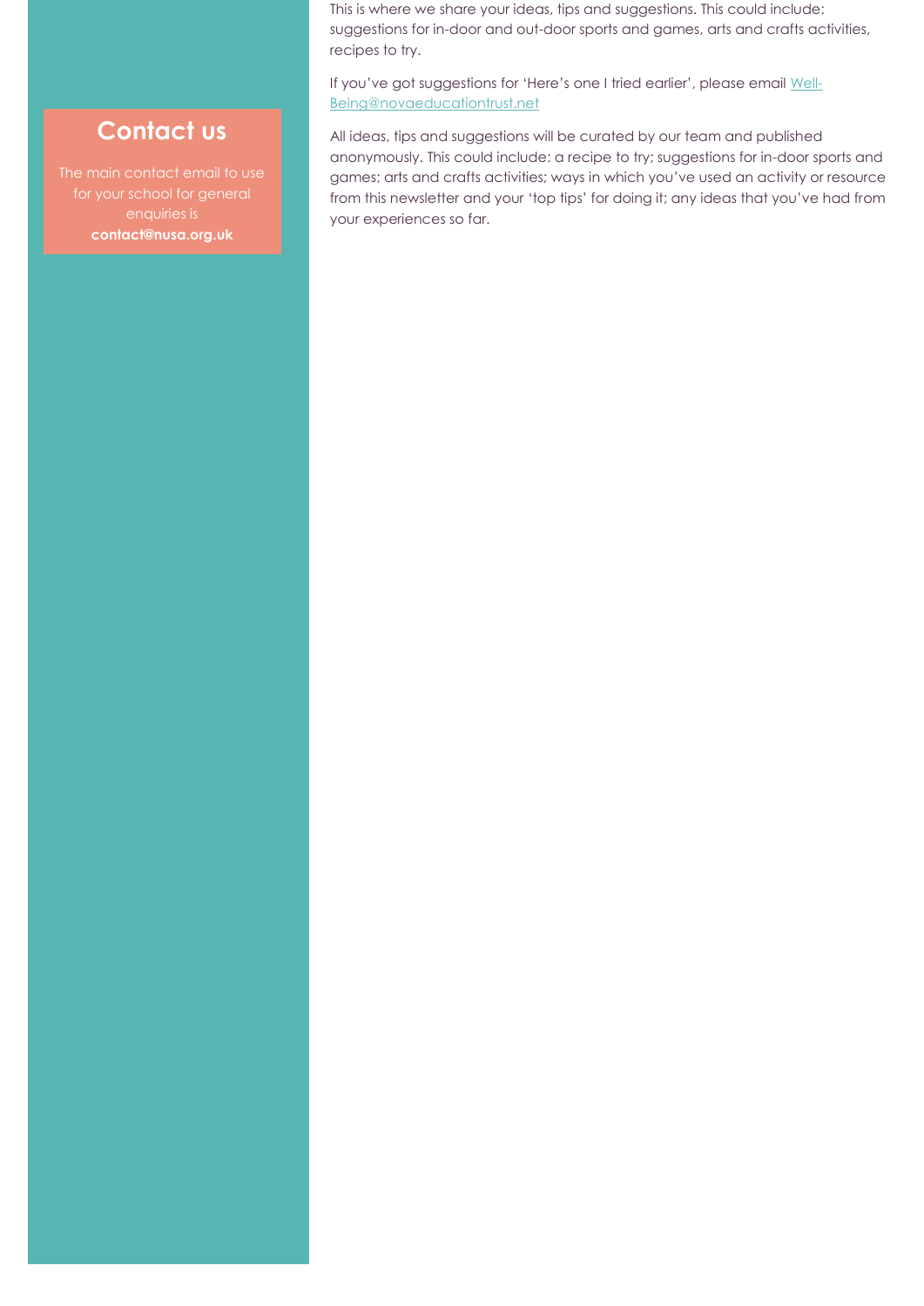This is where we share your ideas, tips and suggestions. This could include: suggestions for in-door and out-door sports and games, arts and crafts activities, recipes to try.

If you've got suggestions for 'Here's one I tried earlier', please email Well-Being@novaeducationtrust.net

All ideas, tips and suggestions will be curated by our team and published anonymously. This could include: a recipe to try; suggestions for in-door sports and games; arts and crafts activities; ways in which you've used an activity or resource from this newsletter and your 'top tips' for doing it; any ideas that you've had from your experiences so far.

## Contact us

The main contact email to use for your school for general enquiries is **contact@nusa.org.uk**